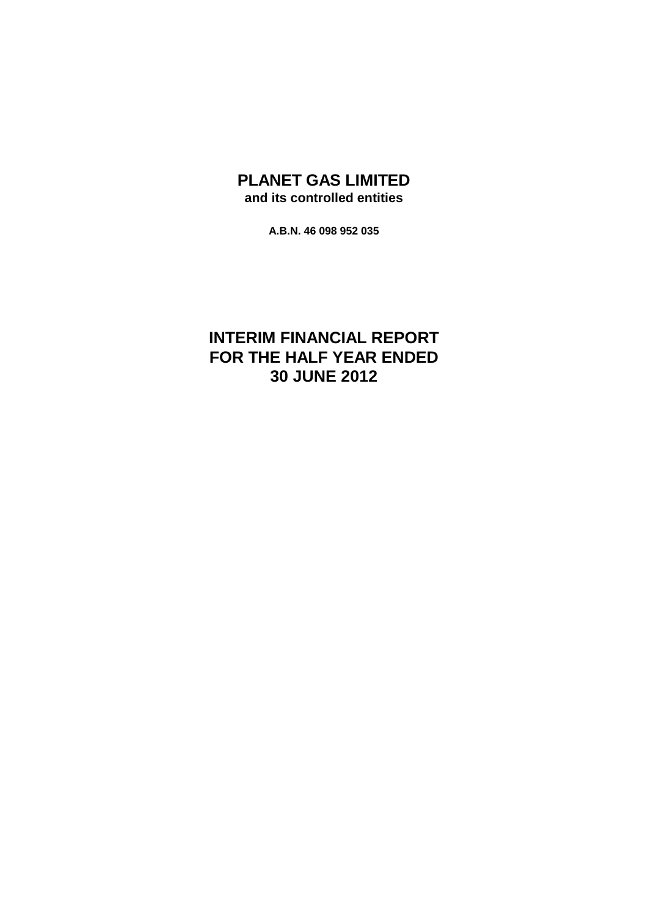# PLANET GAS LIMITED

**and its controlled entities**

**A.B.N. 46 098 952 035**

# INTERIM FINANCIAL REPORT FOR THE HALF YEAR ENDED 30 JUNE 2012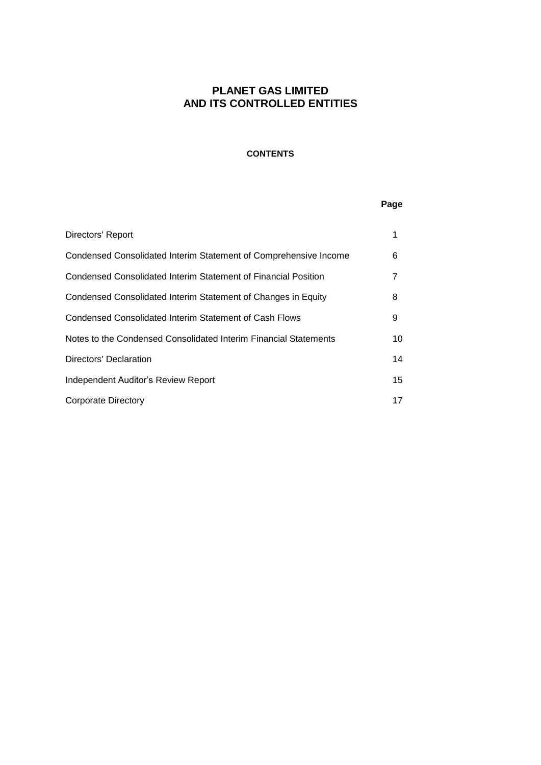# PLANET GAS LIMITED
# AND ITS CONTROLLED ENTITIES

## CONTENTS

| | Page |
|---|---|
| Directors' Report | 1 |
| Condensed Consolidated Interim Statement of Comprehensive Income | 6 |
| Condensed Consolidated Interim Statement of Financial Position | 7 |
| Condensed Consolidated Interim Statement of Changes in Equity | 8 |
| Condensed Consolidated Interim Statement of Cash Flows | 9 |
| Notes to the Condensed Consolidated Interim Financial Statements | 10 |
| Directors' Declaration | 14 |
| Independent Auditor's Review Report | 15 |
| Corporate Directory | 17 |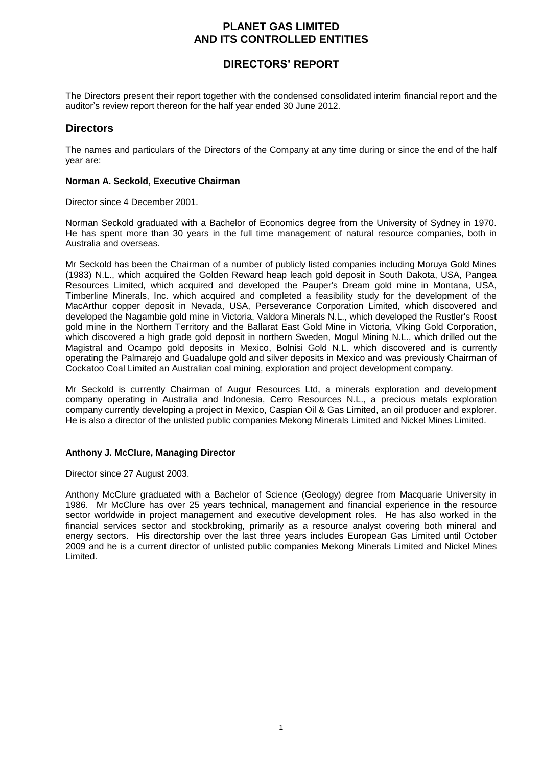# PLANET GAS LIMITED
# AND ITS CONTROLLED ENTITIES

## DIRECTORS' REPORT

The Directors present their report together with the condensed consolidated interim financial report and the auditor's review report thereon for the half year ended 30 June 2012.

## Directors

The names and particulars of the Directors of the Company at any time during or since the end of the half year are:

**Norman A. Seckold, Executive Chairman**

Director since 4 December 2001.

Norman Seckold graduated with a Bachelor of Economics degree from the University of Sydney in 1970. He has spent more than 30 years in the full time management of natural resource companies, both in Australia and overseas.

Mr Seckold has been the Chairman of a number of publicly listed companies including Moruya Gold Mines (1983) N.L., which acquired the Golden Reward heap leach gold deposit in South Dakota, USA, Pangea Resources Limited, which acquired and developed the Pauper's Dream gold mine in Montana, USA, Timberline Minerals, Inc. which acquired and completed a feasibility study for the development of the MacArthur copper deposit in Nevada, USA, Perseverance Corporation Limited, which discovered and developed the Nagambie gold mine in Victoria, Valdora Minerals N.L., which developed the Rustler's Roost gold mine in the Northern Territory and the Ballarat East Gold Mine in Victoria, Viking Gold Corporation, which discovered a high grade gold deposit in northern Sweden, Mogul Mining N.L., which drilled out the Magistral and Ocampo gold deposits in Mexico, Bolnisi Gold N.L. which discovered and is currently operating the Palmarejo and Guadalupe gold and silver deposits in Mexico and was previously Chairman of Cockatoo Coal Limited an Australian coal mining, exploration and project development company.

Mr Seckold is currently Chairman of Augur Resources Ltd, a minerals exploration and development company operating in Australia and Indonesia, Cerro Resources N.L., a precious metals exploration company currently developing a project in Mexico, Caspian Oil & Gas Limited, an oil producer and explorer. He is also a director of the unlisted public companies Mekong Minerals Limited and Nickel Mines Limited.

**Anthony J. McClure, Managing Director**

Director since 27 August 2003.

Anthony McClure graduated with a Bachelor of Science (Geology) degree from Macquarie University in 1986. Mr McClure has over 25 years technical, management and financial experience in the resource sector worldwide in project management and executive development roles. He has also worked in the financial services sector and stockbroking, primarily as a resource analyst covering both mineral and energy sectors. His directorship over the last three years includes European Gas Limited until October 2009 and he is a current director of unlisted public companies Mekong Minerals Limited and Nickel Mines Limited.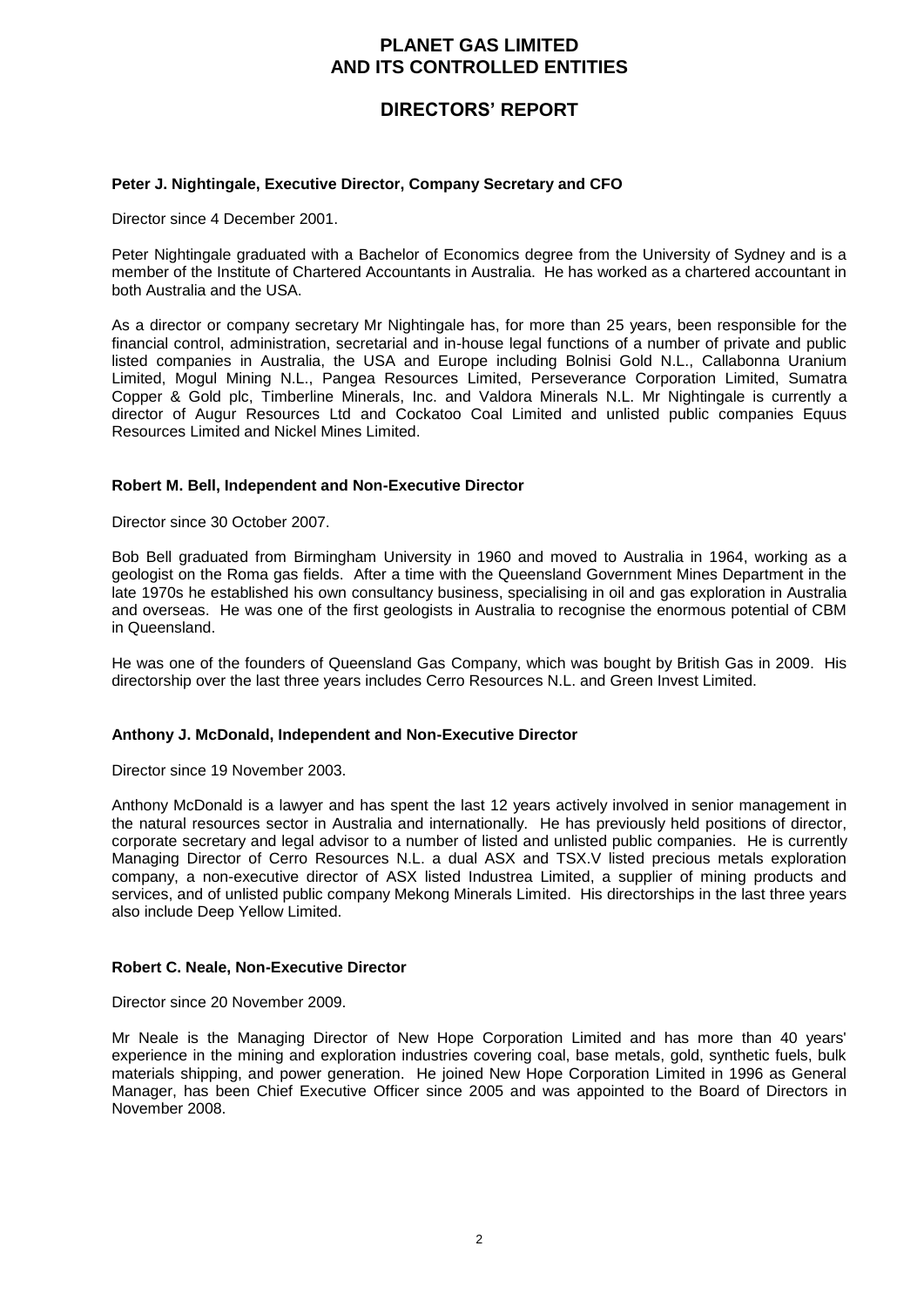# PLANET GAS LIMITED AND ITS CONTROLLED ENTITIES

## DIRECTORS' REPORT

**Peter J. Nightingale, Executive Director, Company Secretary and CFO**

Director since 4 December 2001.

Peter Nightingale graduated with a Bachelor of Economics degree from the University of Sydney and is a member of the Institute of Chartered Accountants in Australia. He has worked as a chartered accountant in both Australia and the USA.

As a director or company secretary Mr Nightingale has, for more than 25 years, been responsible for the financial control, administration, secretarial and in-house legal functions of a number of private and public listed companies in Australia, the USA and Europe including Bolnisi Gold N.L., Callabonna Uranium Limited, Mogul Mining N.L., Pangea Resources Limited, Perseverance Corporation Limited, Sumatra Copper & Gold plc, Timberline Minerals, Inc. and Valdora Minerals N.L. Mr Nightingale is currently a director of Augur Resources Ltd and Cockatoo Coal Limited and unlisted public companies Equus Resources Limited and Nickel Mines Limited.

**Robert M. Bell, Independent and Non-Executive Director**

Director since 30 October 2007.

Bob Bell graduated from Birmingham University in 1960 and moved to Australia in 1964, working as a geologist on the Roma gas fields. After a time with the Queensland Government Mines Department in the late 1970s he established his own consultancy business, specialising in oil and gas exploration in Australia and overseas. He was one of the first geologists in Australia to recognise the enormous potential of CBM in Queensland.

He was one of the founders of Queensland Gas Company, which was bought by British Gas in 2009. His directorship over the last three years includes Cerro Resources N.L. and Green Invest Limited.

**Anthony J. McDonald, Independent and Non-Executive Director**

Director since 19 November 2003.

Anthony McDonald is a lawyer and has spent the last 12 years actively involved in senior management in the natural resources sector in Australia and internationally. He has previously held positions of director, corporate secretary and legal advisor to a number of listed and unlisted public companies. He is currently Managing Director of Cerro Resources N.L. a dual ASX and TSX.V listed precious metals exploration company, a non-executive director of ASX listed Industrea Limited, a supplier of mining products and services, and of unlisted public company Mekong Minerals Limited. His directorships in the last three years also include Deep Yellow Limited.

**Robert C. Neale, Non-Executive Director**

Director since 20 November 2009.

Mr Neale is the Managing Director of New Hope Corporation Limited and has more than 40 years' experience in the mining and exploration industries covering coal, base metals, gold, synthetic fuels, bulk materials shipping, and power generation. He joined New Hope Corporation Limited in 1996 as General Manager, has been Chief Executive Officer since 2005 and was appointed to the Board of Directors in November 2008.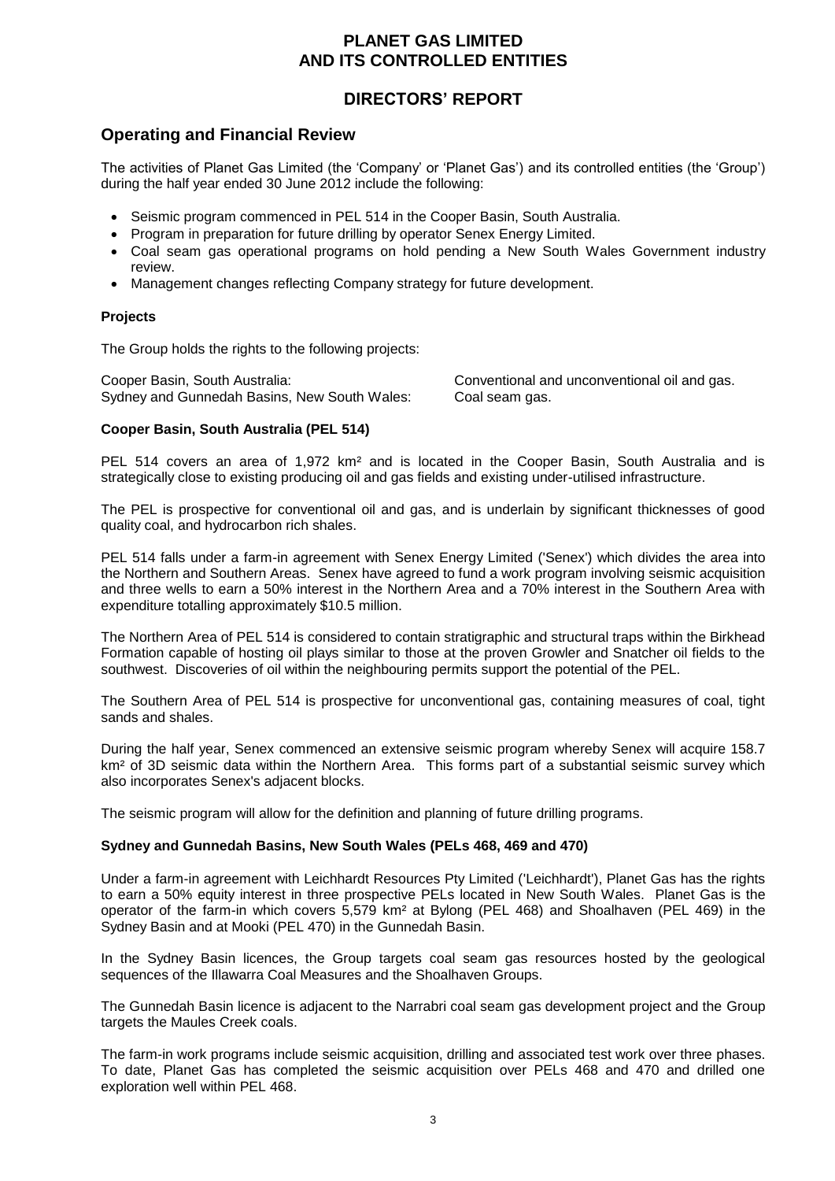# PLANET GAS LIMITED AND ITS CONTROLLED ENTITIES

## DIRECTORS' REPORT

## Operating and Financial Review

The activities of Planet Gas Limited (the 'Company' or 'Planet Gas') and its controlled entities (the 'Group') during the half year ended 30 June 2012 include the following:

- Seismic program commenced in PEL 514 in the Cooper Basin, South Australia.
- Program in preparation for future drilling by operator Senex Energy Limited.
- Coal seam gas operational programs on hold pending a New South Wales Government industry review.
- Management changes reflecting Company strategy for future development.

### Projects

The Group holds the rights to the following projects:

| | |
|---|---|
| Cooper Basin, South Australia: | Conventional and unconventional oil and gas. |
| Sydney and Gunnedah Basins, New South Wales: | Coal seam gas. |

### Cooper Basin, South Australia (PEL 514)

PEL 514 covers an area of 1,972 km² and is located in the Cooper Basin, South Australia and is strategically close to existing producing oil and gas fields and existing under-utilised infrastructure.

The PEL is prospective for conventional oil and gas, and is underlain by significant thicknesses of good quality coal, and hydrocarbon rich shales.

PEL 514 falls under a farm-in agreement with Senex Energy Limited ('Senex') which divides the area into the Northern and Southern Areas. Senex have agreed to fund a work program involving seismic acquisition and three wells to earn a 50% interest in the Northern Area and a 70% interest in the Southern Area with expenditure totalling approximately $10.5 million.

The Northern Area of PEL 514 is considered to contain stratigraphic and structural traps within the Birkhead Formation capable of hosting oil plays similar to those at the proven Growler and Snatcher oil fields to the southwest. Discoveries of oil within the neighbouring permits support the potential of the PEL.

The Southern Area of PEL 514 is prospective for unconventional gas, containing measures of coal, tight sands and shales.

During the half year, Senex commenced an extensive seismic program whereby Senex will acquire 158.7 km² of 3D seismic data within the Northern Area. This forms part of a substantial seismic survey which also incorporates Senex's adjacent blocks.

The seismic program will allow for the definition and planning of future drilling programs.

### Sydney and Gunnedah Basins, New South Wales (PELs 468, 469 and 470)

Under a farm-in agreement with Leichhardt Resources Pty Limited ('Leichhardt'), Planet Gas has the rights to earn a 50% equity interest in three prospective PELs located in New South Wales. Planet Gas is the operator of the farm-in which covers 5,579 km² at Bylong (PEL 468) and Shoalhaven (PEL 469) in the Sydney Basin and at Mooki (PEL 470) in the Gunnedah Basin.

In the Sydney Basin licences, the Group targets coal seam gas resources hosted by the geological sequences of the Illawarra Coal Measures and the Shoalhaven Groups.

The Gunnedah Basin licence is adjacent to the Narrabri coal seam gas development project and the Group targets the Maules Creek coals.

The farm-in work programs include seismic acquisition, drilling and associated test work over three phases. To date, Planet Gas has completed the seismic acquisition over PELs 468 and 470 and drilled one exploration well within PEL 468.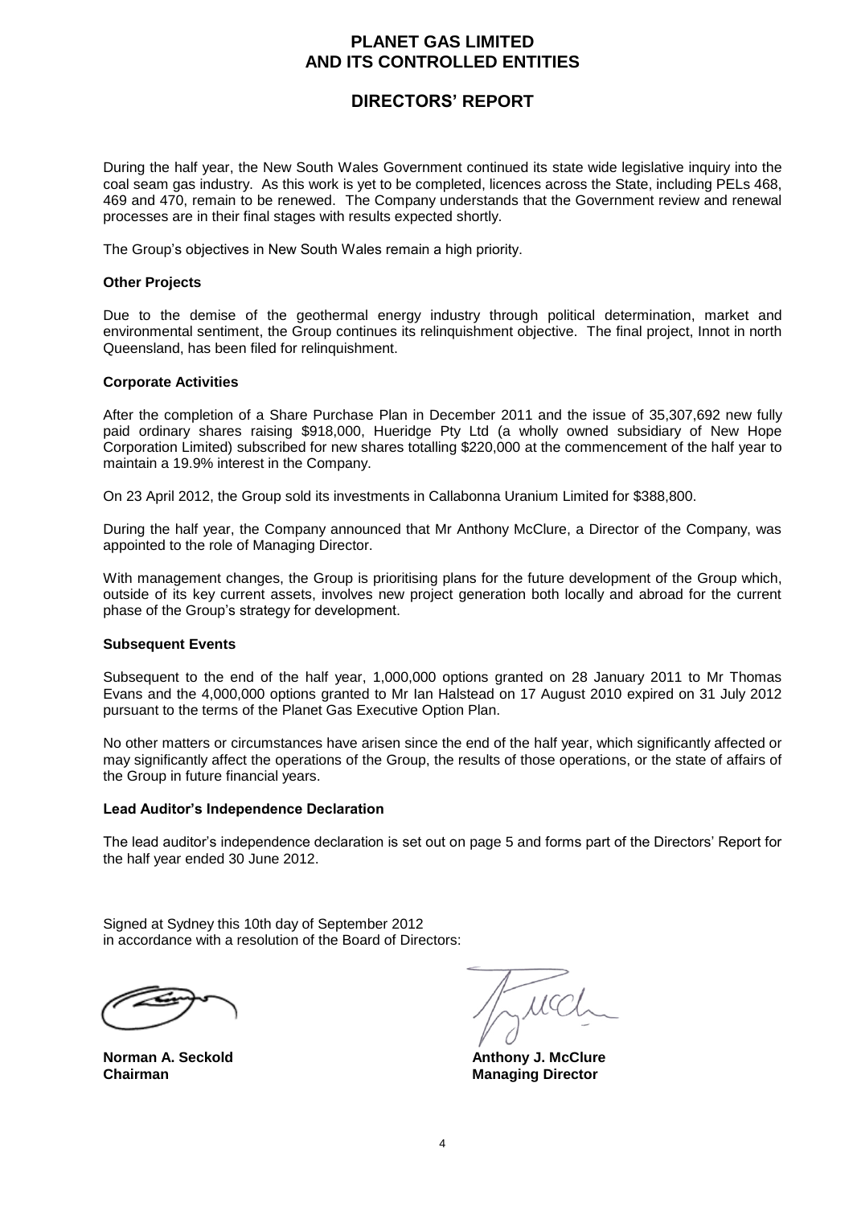# PLANET GAS LIMITED
# AND ITS CONTROLLED ENTITIES

## DIRECTORS' REPORT

During the half year, the New South Wales Government continued its state wide legislative inquiry into the coal seam gas industry. As this work is yet to be completed, licences across the State, including PELs 468, 469 and 470, remain to be renewed. The Company understands that the Government review and renewal processes are in their final stages with results expected shortly.

The Group's objectives in New South Wales remain a high priority.

### Other Projects

Due to the demise of the geothermal energy industry through political determination, market and environmental sentiment, the Group continues its relinquishment objective. The final project, Innot in north Queensland, has been filed for relinquishment.

### Corporate Activities

After the completion of a Share Purchase Plan in December 2011 and the issue of 35,307,692 new fully paid ordinary shares raising $918,000, Hueridge Pty Ltd (a wholly owned subsidiary of New Hope Corporation Limited) subscribed for new shares totalling $220,000 at the commencement of the half year to maintain a 19.9% interest in the Company.

On 23 April 2012, the Group sold its investments in Callabonna Uranium Limited for $388,800.

During the half year, the Company announced that Mr Anthony McClure, a Director of the Company, was appointed to the role of Managing Director.

With management changes, the Group is prioritising plans for the future development of the Group which, outside of its key current assets, involves new project generation both locally and abroad for the current phase of the Group's strategy for development.

### Subsequent Events

Subsequent to the end of the half year, 1,000,000 options granted on 28 January 2011 to Mr Thomas Evans and the 4,000,000 options granted to Mr Ian Halstead on 17 August 2010 expired on 31 July 2012 pursuant to the terms of the Planet Gas Executive Option Plan.

No other matters or circumstances have arisen since the end of the half year, which significantly affected or may significantly affect the operations of the Group, the results of those operations, or the state of affairs of the Group in future financial years.

### Lead Auditor's Independence Declaration

The lead auditor's independence declaration is set out on page 5 and forms part of the Directors' Report for the half year ended 30 June 2012.

Signed at Sydney this 10th day of September 2012
in accordance with a resolution of the Board of Directors:

**Norman A. Seckold**
**Chairman**

**Anthony J. McClure**
**Managing Director**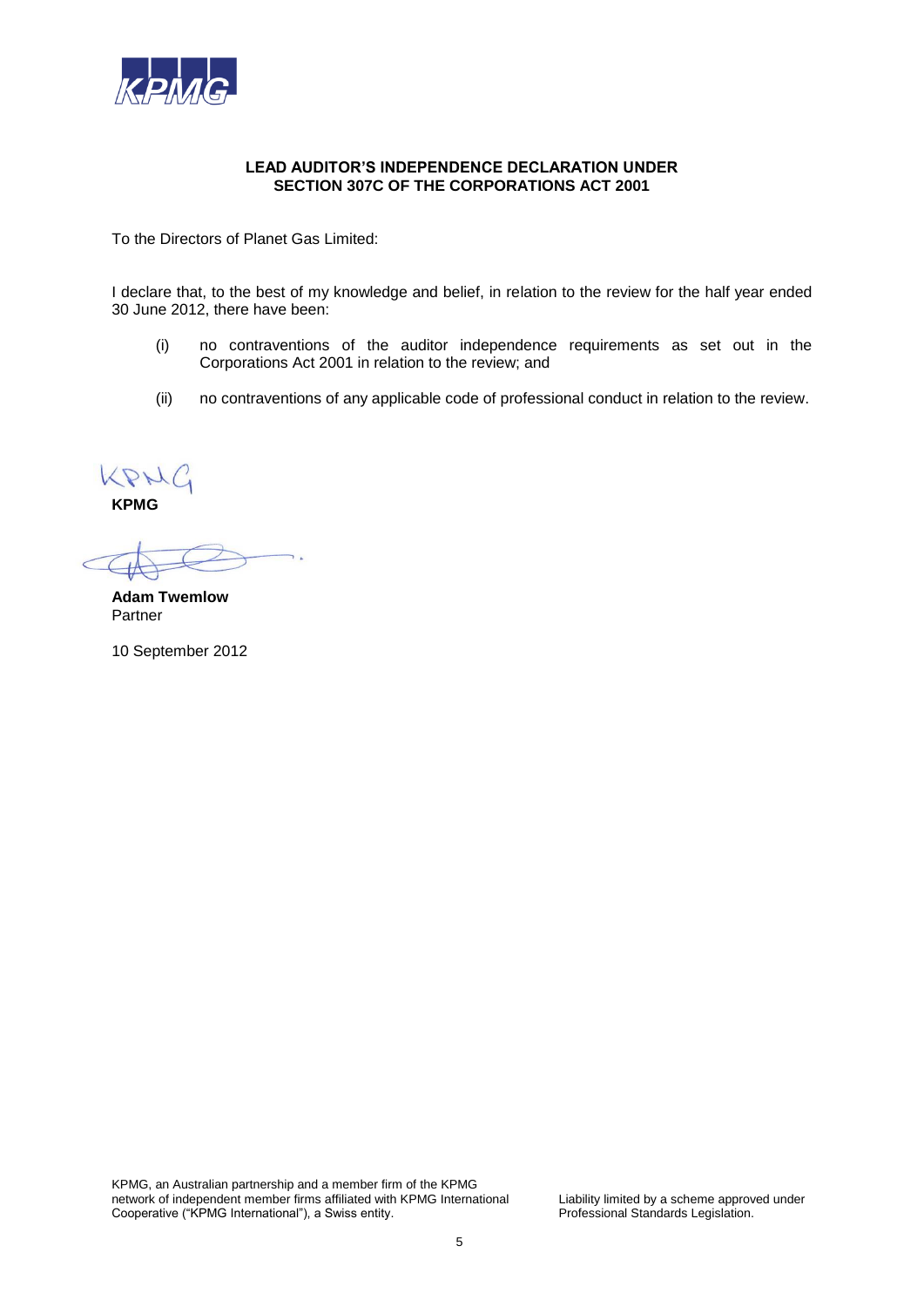## LEAD AUDITOR'S INDEPENDENCE DECLARATION UNDER SECTION 307C OF THE CORPORATIONS ACT 2001

To the Directors of Planet Gas Limited:

I declare that, to the best of my knowledge and belief, in relation to the review for the half year ended 30 June 2012, there have been:

(i) no contraventions of the auditor independence requirements as set out in the Corporations Act 2001 in relation to the review; and

(ii) no contraventions of any applicable code of professional conduct in relation to the review.

**KPMG**

**Adam Twemlow**
Partner

10 September 2012

KPMG, an Australian partnership and a member firm of the KPMG network of independent member firms affiliated with KPMG International Cooperative ("KPMG International"), a Swiss entity.

Liability limited by a scheme approved under Professional Standards Legislation.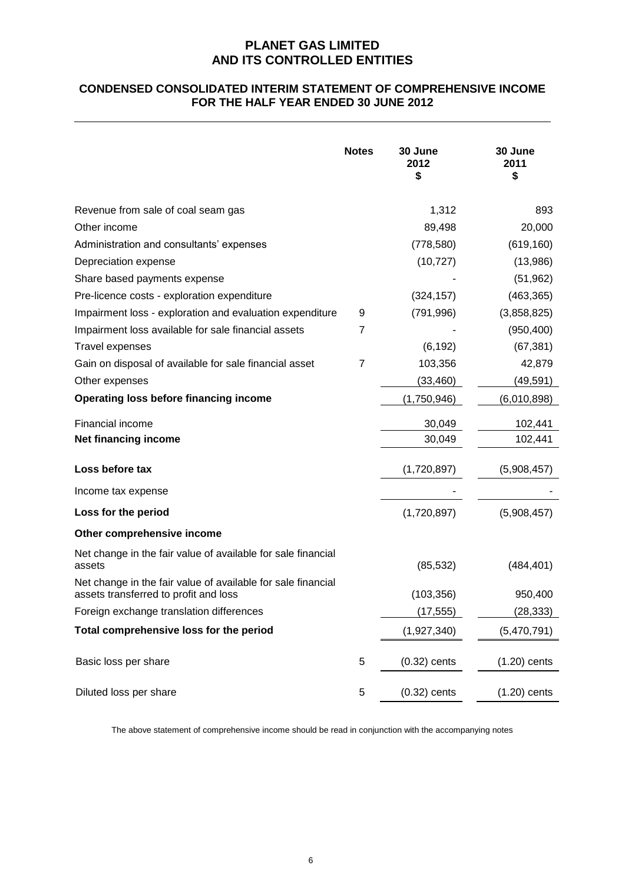# PLANET GAS LIMITED
# AND ITS CONTROLLED ENTITIES

## CONDENSED CONSOLIDATED INTERIM STATEMENT OF COMPREHENSIVE INCOME FOR THE HALF YEAR ENDED 30 JUNE 2012

| | Notes | 30 June 2012 $ | 30 June 2011 $ |
|---|---|---|---|
| Revenue from sale of coal seam gas | | 1,312 | 893 |
| Other income | | 89,498 | 20,000 |
| Administration and consultants' expenses | | (778,580) | (619,160) |
| Depreciation expense | | (10,727) | (13,986) |
| Share based payments expense | | - | (51,962) |
| Pre-licence costs - exploration expenditure | | (324,157) | (463,365) |
| Impairment loss - exploration and evaluation expenditure | 9 | (791,996) | (3,858,825) |
| Impairment loss available for sale financial assets | 7 | - | (950,400) |
| Travel expenses | | (6,192) | (67,381) |
| Gain on disposal of available for sale financial asset | 7 | 103,356 | 42,879 |
| Other expenses | | (33,460) | (49,591) |
| **Operating loss before financing income** | | (1,750,946) | (6,010,898) |
| Financial income | | 30,049 | 102,441 |
| **Net financing income** | | 30,049 | 102,441 |
| **Loss before tax** | | (1,720,897) | (5,908,457) |
| Income tax expense | | - | - |
| **Loss for the period** | | (1,720,897) | (5,908,457) |
| **Other comprehensive income** | | | |
| Net change in the fair value of available for sale financial assets | | (85,532) | (484,401) |
| Net change in the fair value of available for sale financial assets transferred to profit and loss | | (103,356) | 950,400 |
| Foreign exchange translation differences | | (17,555) | (28,333) |
| **Total comprehensive loss for the period** | | (1,927,340) | (5,470,791) |
| Basic loss per share | 5 | (0.32) cents | (1.20) cents |
| Diluted loss per share | 5 | (0.32) cents | (1.20) cents |

The above statement of comprehensive income should be read in conjunction with the accompanying notes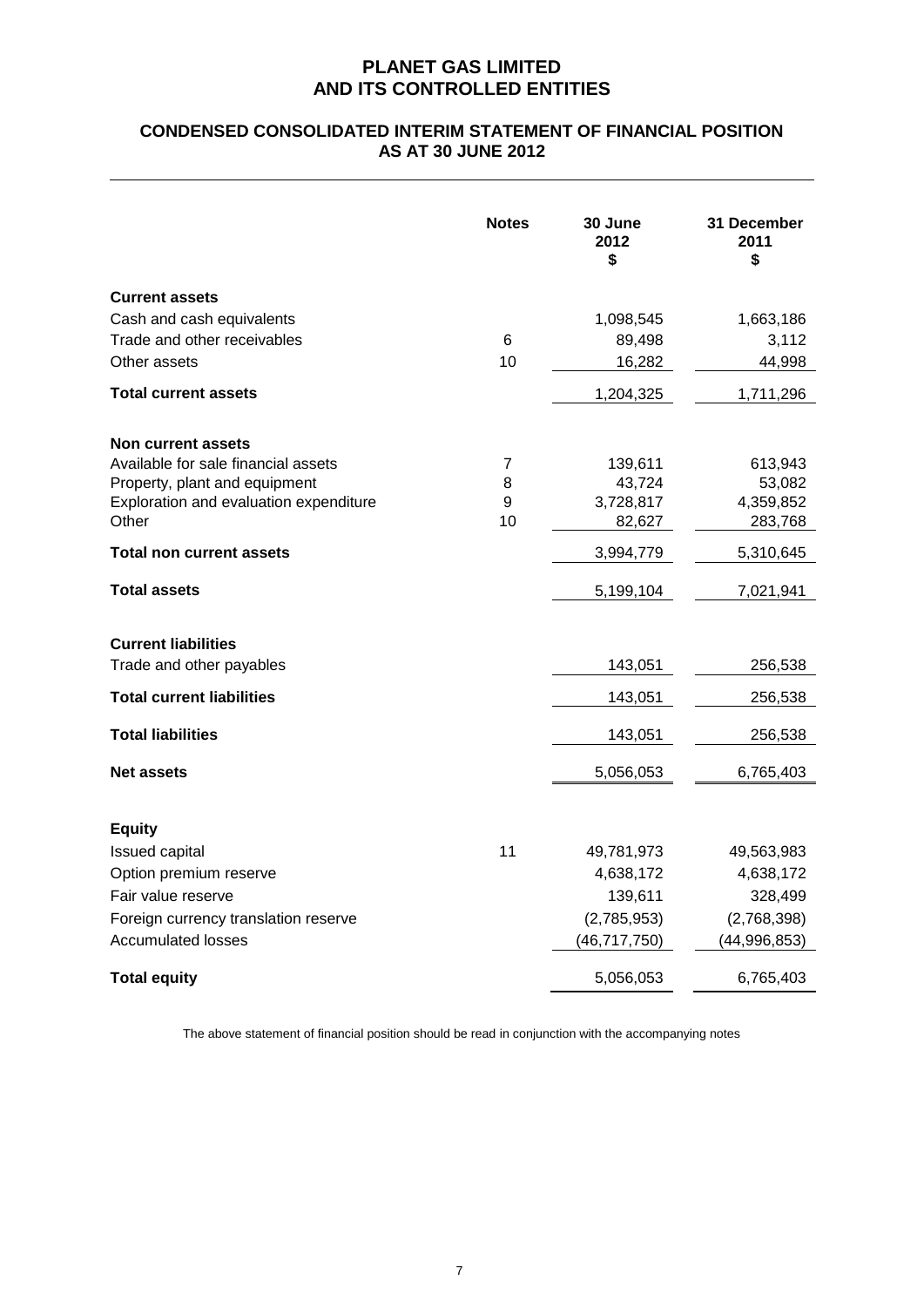# PLANET GAS LIMITED
# AND ITS CONTROLLED ENTITIES

## CONDENSED CONSOLIDATED INTERIM STATEMENT OF FINANCIAL POSITION
## AS AT 30 JUNE 2012

| | Notes | 30 June 2012 $ | 31 December 2011 $ |
|---|---|---|---|
| **Current assets** | | | |
| Cash and cash equivalents | | 1,098,545 | 1,663,186 |
| Trade and other receivables | 6 | 89,498 | 3,112 |
| Other assets | 10 | 16,282 | 44,998 |
| **Total current assets** | | 1,204,325 | 1,711,296 |
| **Non current assets** | | | |
| Available for sale financial assets | 7 | 139,611 | 613,943 |
| Property, plant and equipment | 8 | 43,724 | 53,082 |
| Exploration and evaluation expenditure | 9 | 3,728,817 | 4,359,852 |
| Other | 10 | 82,627 | 283,768 |
| **Total non current assets** | | 3,994,779 | 5,310,645 |
| **Total assets** | | 5,199,104 | 7,021,941 |
| **Current liabilities** | | | |
| Trade and other payables | | 143,051 | 256,538 |
| **Total current liabilities** | | 143,051 | 256,538 |
| **Total liabilities** | | 143,051 | 256,538 |
| **Net assets** | | 5,056,053 | 6,765,403 |
| **Equity** | | | |
| Issued capital | 11 | 49,781,973 | 49,563,983 |
| Option premium reserve | | 4,638,172 | 4,638,172 |
| Fair value reserve | | 139,611 | 328,499 |
| Foreign currency translation reserve | | (2,785,953) | (2,768,398) |
| Accumulated losses | | (46,717,750) | (44,996,853) |
| **Total equity** | | 5,056,053 | 6,765,403 |

The above statement of financial position should be read in conjunction with the accompanying notes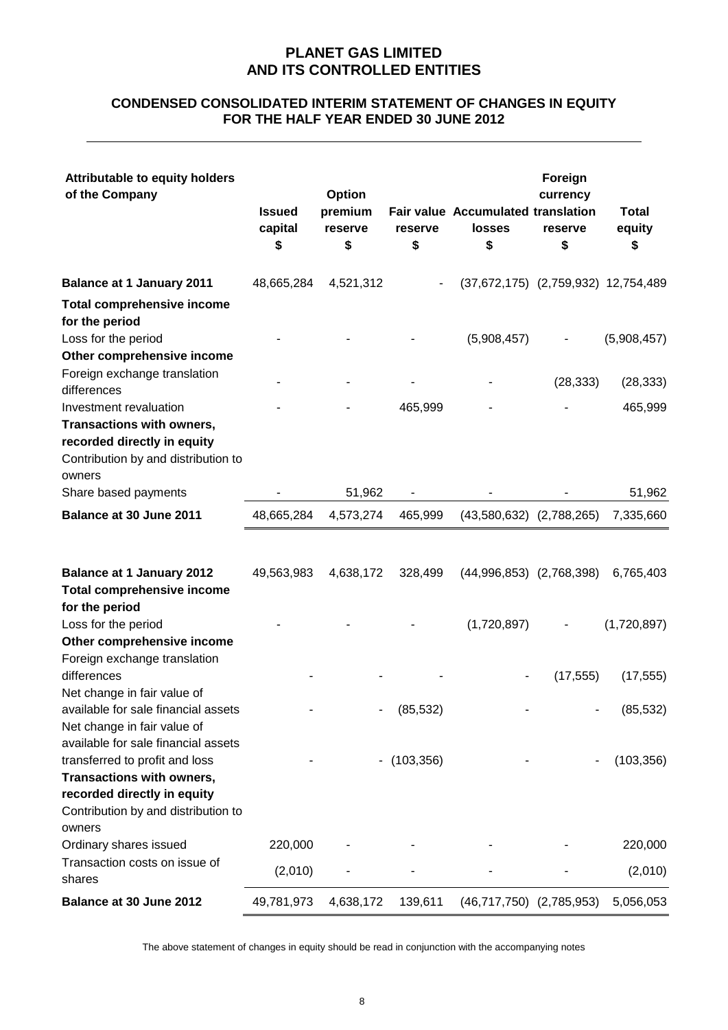# PLANET GAS LIMITED
# AND ITS CONTROLLED ENTITIES

## CONDENSED CONSOLIDATED INTERIM STATEMENT OF CHANGES IN EQUITY FOR THE HALF YEAR ENDED 30 JUNE 2012

| Attributable to equity holders of the Company | Issued capital $ | Option premium reserve $ | Fair value reserve $ | Accumulated losses $ | Foreign currency translation reserve $ | Total equity $ |
|---|---|---|---|---|---|---|
| **Balance at 1 January 2011** | 48,665,284 | 4,521,312 | - | (37,672,175) | (2,759,932) | 12,754,489 |
| **Total comprehensive income for the period** | | | | | | |
| Loss for the period | - | - | - | (5,908,457) | - | (5,908,457) |
| **Other comprehensive income** | | | | | | |
| Foreign exchange translation differences | - | - | - | - | (28,333) | (28,333) |
| Investment revaluation | - | - | 465,999 | - | - | 465,999 |
| **Transactions with owners, recorded directly in equity** | | | | | | |
| Contribution by and distribution to owners | | | | | | |
| Share based payments | - | 51,962 | - | - | - | 51,962 |
| **Balance at 30 June 2011** | 48,665,284 | 4,573,274 | 465,999 | (43,580,632) | (2,788,265) | 7,335,660 |
| | | | | | | |
| **Balance at 1 January 2012** | 49,563,983 | 4,638,172 | 328,499 | (44,996,853) | (2,768,398) | 6,765,403 |
| **Total comprehensive income for the period** | | | | | | |
| Loss for the period | - | - | - | (1,720,897) | - | (1,720,897) |
| **Other comprehensive income** | | | | | | |
| Foreign exchange translation differences | - | - | - | - | (17,555) | (17,555) |
| Net change in fair value of available for sale financial assets | - | - | (85,532) | - | - | (85,532) |
| Net change in fair value of available for sale financial assets transferred to profit and loss | - | - | (103,356) | - | - | (103,356) |
| **Transactions with owners, recorded directly in equity** | | | | | | |
| Contribution by and distribution to owners | | | | | | |
| Ordinary shares issued | 220,000 | - | - | - | - | 220,000 |
| Transaction costs on issue of shares | (2,010) | - | - | - | - | (2,010) |
| **Balance at 30 June 2012** | 49,781,973 | 4,638,172 | 139,611 | (46,717,750) | (2,785,953) | 5,056,053 |

The above statement of changes in equity should be read in conjunction with the accompanying notes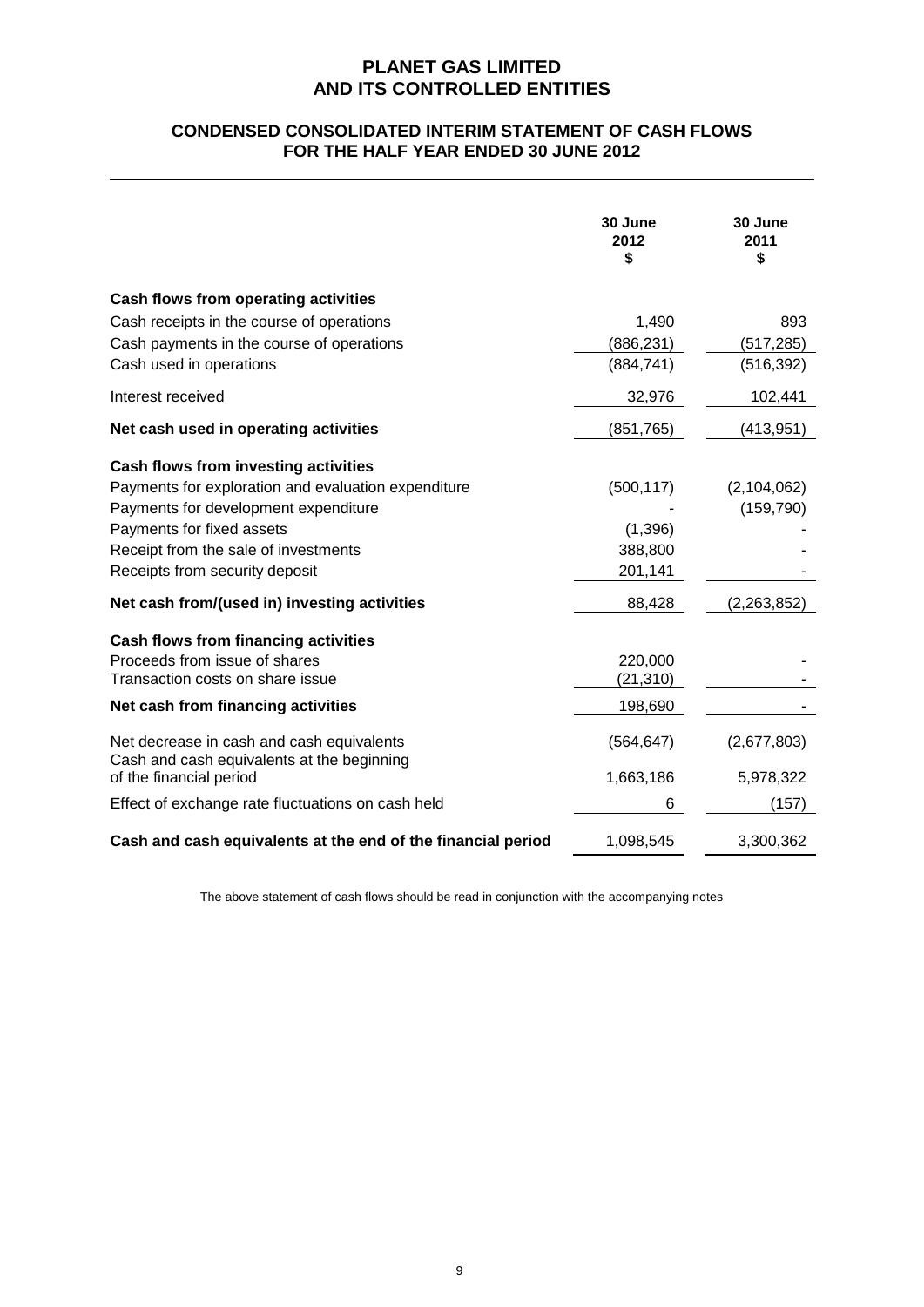# PLANET GAS LIMITED
# AND ITS CONTROLLED ENTITIES

## CONDENSED CONSOLIDATED INTERIM STATEMENT OF CASH FLOWS
## FOR THE HALF YEAR ENDED 30 JUNE 2012

| | 30 June 2012 $ | 30 June 2011 $ |
|---|---|---|
| **Cash flows from operating activities** | | |
| Cash receipts in the course of operations | 1,490 | 893 |
| Cash payments in the course of operations | (886,231) | (517,285) |
| Cash used in operations | (884,741) | (516,392) |
| Interest received | 32,976 | 102,441 |
| **Net cash used in operating activities** | (851,765) | (413,951) |
| **Cash flows from investing activities** | | |
| Payments for exploration and evaluation expenditure | (500,117) | (2,104,062) |
| Payments for development expenditure | - | (159,790) |
| Payments for fixed assets | (1,396) | - |
| Receipt from the sale of investments | 388,800 | - |
| Receipts from security deposit | 201,141 | - |
| **Net cash from/(used in) investing activities** | 88,428 | (2,263,852) |
| **Cash flows from financing activities** | | |
| Proceeds from issue of shares | 220,000 | - |
| Transaction costs on share issue | (21,310) | - |
| **Net cash from financing activities** | 198,690 | - |
| Net decrease in cash and cash equivalents | (564,647) | (2,677,803) |
| Cash and cash equivalents at the beginning of the financial period | 1,663,186 | 5,978,322 |
| Effect of exchange rate fluctuations on cash held | 6 | (157) |
| **Cash and cash equivalents at the end of the financial period** | 1,098,545 | 3,300,362 |

The above statement of cash flows should be read in conjunction with the accompanying notes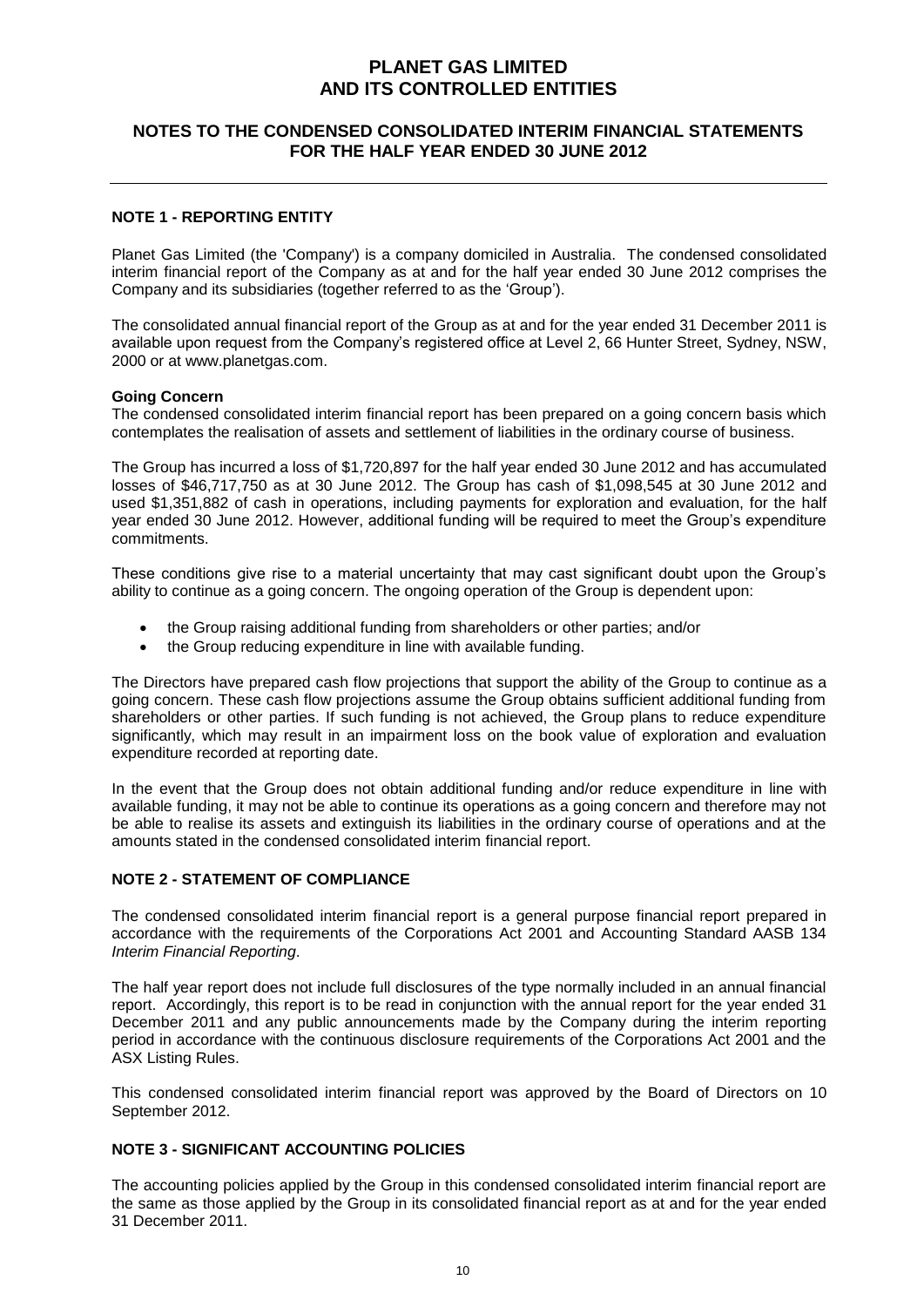# PLANET GAS LIMITED AND ITS CONTROLLED ENTITIES

## NOTES TO THE CONDENSED CONSOLIDATED INTERIM FINANCIAL STATEMENTS FOR THE HALF YEAR ENDED 30 JUNE 2012

### NOTE 1 - REPORTING ENTITY

Planet Gas Limited (the 'Company') is a company domiciled in Australia. The condensed consolidated interim financial report of the Company as at and for the half year ended 30 June 2012 comprises the Company and its subsidiaries (together referred to as the 'Group').

The consolidated annual financial report of the Group as at and for the year ended 31 December 2011 is available upon request from the Company's registered office at Level 2, 66 Hunter Street, Sydney, NSW, 2000 or at www.planetgas.com.

**Going Concern**

The condensed consolidated interim financial report has been prepared on a going concern basis which contemplates the realisation of assets and settlement of liabilities in the ordinary course of business.

The Group has incurred a loss of $1,720,897 for the half year ended 30 June 2012 and has accumulated losses of $46,717,750 as at 30 June 2012. The Group has cash of $1,098,545 at 30 June 2012 and used $1,351,882 of cash in operations, including payments for exploration and evaluation, for the half year ended 30 June 2012. However, additional funding will be required to meet the Group's expenditure commitments.

These conditions give rise to a material uncertainty that may cast significant doubt upon the Group's ability to continue as a going concern. The ongoing operation of the Group is dependent upon:

- the Group raising additional funding from shareholders or other parties; and/or
- the Group reducing expenditure in line with available funding.

The Directors have prepared cash flow projections that support the ability of the Group to continue as a going concern. These cash flow projections assume the Group obtains sufficient additional funding from shareholders or other parties. If such funding is not achieved, the Group plans to reduce expenditure significantly, which may result in an impairment loss on the book value of exploration and evaluation expenditure recorded at reporting date.

In the event that the Group does not obtain additional funding and/or reduce expenditure in line with available funding, it may not be able to continue its operations as a going concern and therefore may not be able to realise its assets and extinguish its liabilities in the ordinary course of operations and at the amounts stated in the condensed consolidated interim financial report.

### NOTE 2 - STATEMENT OF COMPLIANCE

The condensed consolidated interim financial report is a general purpose financial report prepared in accordance with the requirements of the Corporations Act 2001 and Accounting Standard AASB 134 *Interim Financial Reporting*.

The half year report does not include full disclosures of the type normally included in an annual financial report. Accordingly, this report is to be read in conjunction with the annual report for the year ended 31 December 2011 and any public announcements made by the Company during the interim reporting period in accordance with the continuous disclosure requirements of the Corporations Act 2001 and the ASX Listing Rules.

This condensed consolidated interim financial report was approved by the Board of Directors on 10 September 2012.

### NOTE 3 - SIGNIFICANT ACCOUNTING POLICIES

The accounting policies applied by the Group in this condensed consolidated interim financial report are the same as those applied by the Group in its consolidated financial report as at and for the year ended 31 December 2011.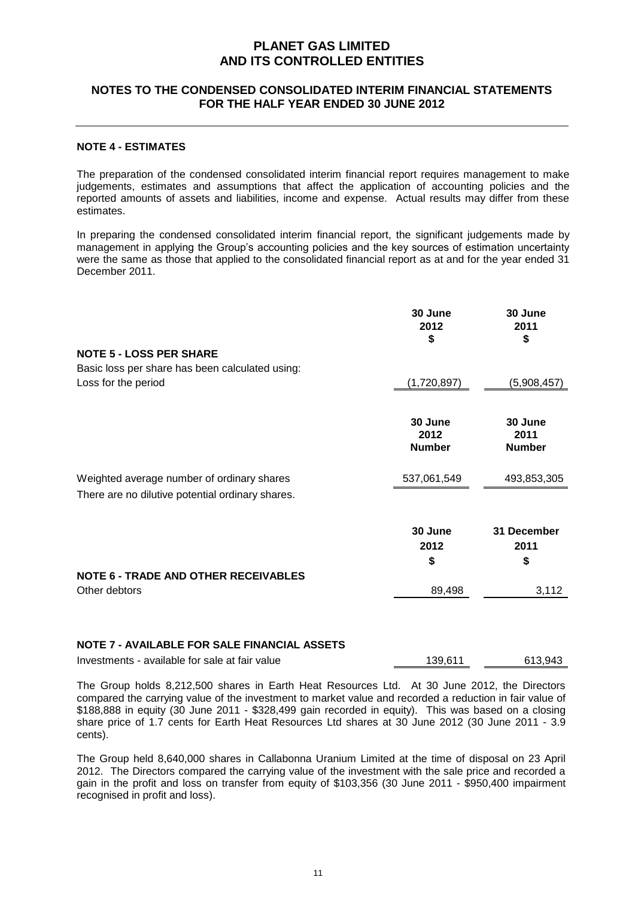## NOTE 4 - ESTIMATES

The preparation of the condensed consolidated interim financial report requires management to make judgements, estimates and assumptions that affect the application of accounting policies and the reported amounts of assets and liabilities, income and expense. Actual results may differ from these estimates.

In preparing the condensed consolidated interim financial report, the significant judgements made by management in applying the Group's accounting policies and the key sources of estimation uncertainty were the same as those that applied to the consolidated financial report as at and for the year ended 31 December 2011.

| | 30 June 2012 $ | 30 June 2011 $ |
|---|---|---|
| **NOTE 5 - LOSS PER SHARE** | | |
| Basic loss per share has been calculated using: | | |
| Loss for the period | (1,720,897) | (5,908,457) |

| | 30 June 2012 Number | 30 June 2011 Number |
|---|---|---|
| Weighted average number of ordinary shares | 537,061,549 | 493,853,305 |
| There are no dilutive potential ordinary shares. | | |

| | 30 June 2012 $ | 31 December 2011 $ |
|---|---|---|
| **NOTE 6 - TRADE AND OTHER RECEIVABLES** | | |
| Other debtors | 89,498 | 3,112 |
| | | |
| **NOTE 7 - AVAILABLE FOR SALE FINANCIAL ASSETS** | | |
| Investments - available for sale at fair value | 139,611 | 613,943 |

The Group holds 8,212,500 shares in Earth Heat Resources Ltd. At 30 June 2012, the Directors compared the carrying value of the investment to market value and recorded a reduction in fair value of $188,888 in equity (30 June 2011 - $328,499 gain recorded in equity). This was based on a closing share price of 1.7 cents for Earth Heat Resources Ltd shares at 30 June 2012 (30 June 2011 - 3.9 cents).

The Group held 8,640,000 shares in Callabonna Uranium Limited at the time of disposal on 23 April 2012. The Directors compared the carrying value of the investment with the sale price and recorded a gain in the profit and loss on transfer from equity of $103,356 (30 June 2011 - $950,400 impairment recognised in profit and loss).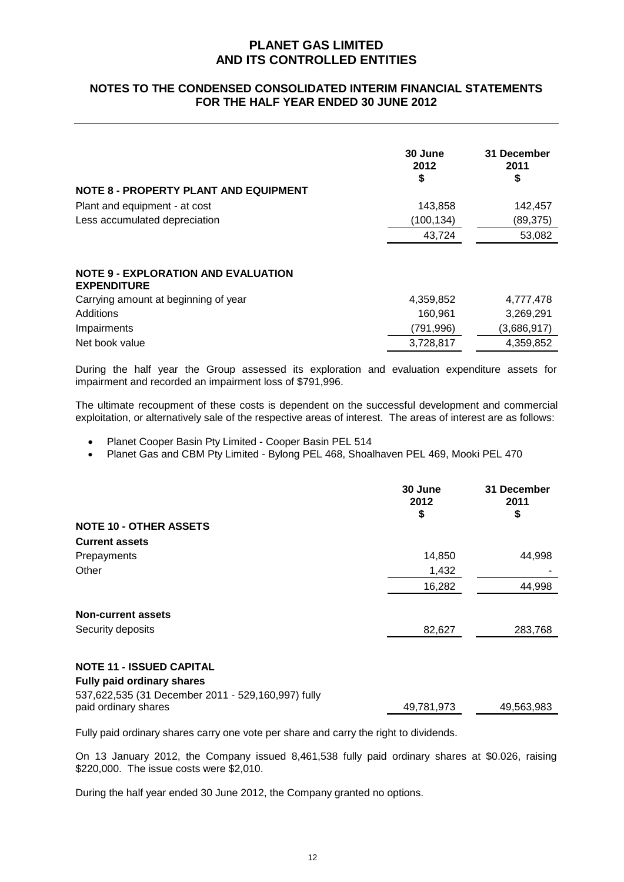# PLANET GAS LIMITED
# AND ITS CONTROLLED ENTITIES

## NOTES TO THE CONDENSED CONSOLIDATED INTERIM FINANCIAL STATEMENTS FOR THE HALF YEAR ENDED 30 JUNE 2012

| | 30 June 2012 $ | 31 December 2011 $ |
|---|---|---|
| **NOTE 8 - PROPERTY PLANT AND EQUIPMENT** | | |
| Plant and equipment - at cost | 143,858 | 142,457 |
| Less accumulated depreciation | (100,134) | (89,375) |
| | 43,724 | 53,082 |

| | | |
|---|---|---|
| **NOTE 9 - EXPLORATION AND EVALUATION EXPENDITURE** | | |
| Carrying amount at beginning of year | 4,359,852 | 4,777,478 |
| Additions | 160,961 | 3,269,291 |
| Impairments | (791,996) | (3,686,917) |
| Net book value | 3,728,817 | 4,359,852 |

During the half year the Group assessed its exploration and evaluation expenditure assets for impairment and recorded an impairment loss of $791,996.

The ultimate recoupment of these costs is dependent on the successful development and commercial exploitation, or alternatively sale of the respective areas of interest. The areas of interest are as follows:

- Planet Cooper Basin Pty Limited - Cooper Basin PEL 514
- Planet Gas and CBM Pty Limited - Bylong PEL 468, Shoalhaven PEL 469, Mooki PEL 470

| | 30 June 2012 $ | 31 December 2011 $ |
|---|---|---|
| **NOTE 10 - OTHER ASSETS** | | |
| **Current assets** | | |
| Prepayments | 14,850 | 44,998 |
| Other | 1,432 | - |
| | 16,282 | 44,998 |
| **Non-current assets** | | |
| Security deposits | 82,627 | 283,768 |
| **NOTE 11 - ISSUED CAPITAL** | | |
| **Fully paid ordinary shares** | | |
| 537,622,535 (31 December 2011 - 529,160,997) fully paid ordinary shares | 49,781,973 | 49,563,983 |

Fully paid ordinary shares carry one vote per share and carry the right to dividends.

On 13 January 2012, the Company issued 8,461,538 fully paid ordinary shares at $0.026, raising $220,000. The issue costs were $2,010.

During the half year ended 30 June 2012, the Company granted no options.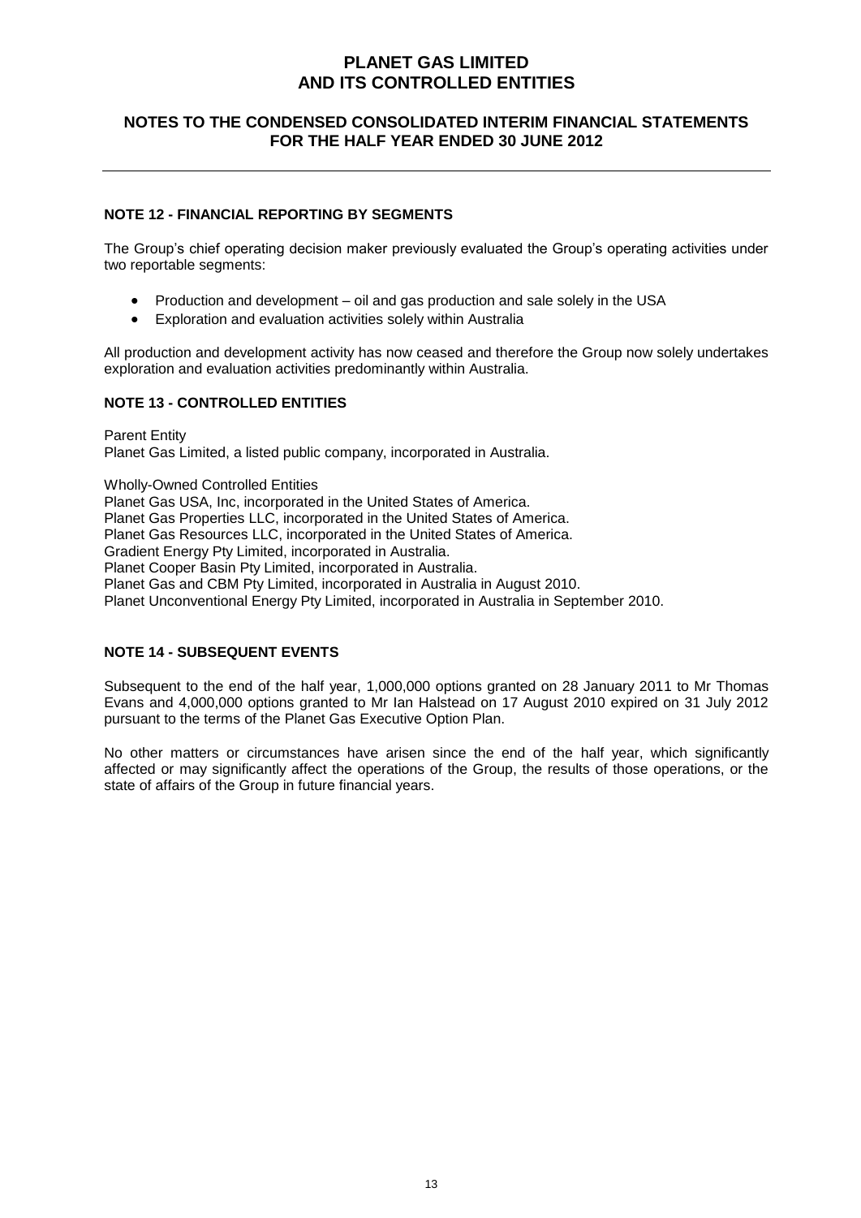### NOTE 12 - FINANCIAL REPORTING BY SEGMENTS

The Group's chief operating decision maker previously evaluated the Group's operating activities under two reportable segments:

- Production and development – oil and gas production and sale solely in the USA
- Exploration and evaluation activities solely within Australia

All production and development activity has now ceased and therefore the Group now solely undertakes exploration and evaluation activities predominantly within Australia.

### NOTE 13 - CONTROLLED ENTITIES

Parent Entity
Planet Gas Limited, a listed public company, incorporated in Australia.

Wholly-Owned Controlled Entities
Planet Gas USA, Inc, incorporated in the United States of America.
Planet Gas Properties LLC, incorporated in the United States of America.
Planet Gas Resources LLC, incorporated in the United States of America.
Gradient Energy Pty Limited, incorporated in Australia.
Planet Cooper Basin Pty Limited, incorporated in Australia.
Planet Gas and CBM Pty Limited, incorporated in Australia in August 2010.
Planet Unconventional Energy Pty Limited, incorporated in Australia in September 2010.

### NOTE 14 - SUBSEQUENT EVENTS

Subsequent to the end of the half year, 1,000,000 options granted on 28 January 2011 to Mr Thomas Evans and 4,000,000 options granted to Mr Ian Halstead on 17 August 2010 expired on 31 July 2012 pursuant to the terms of the Planet Gas Executive Option Plan.

No other matters or circumstances have arisen since the end of the half year, which significantly affected or may significantly affect the operations of the Group, the results of those operations, or the state of affairs of the Group in future financial years.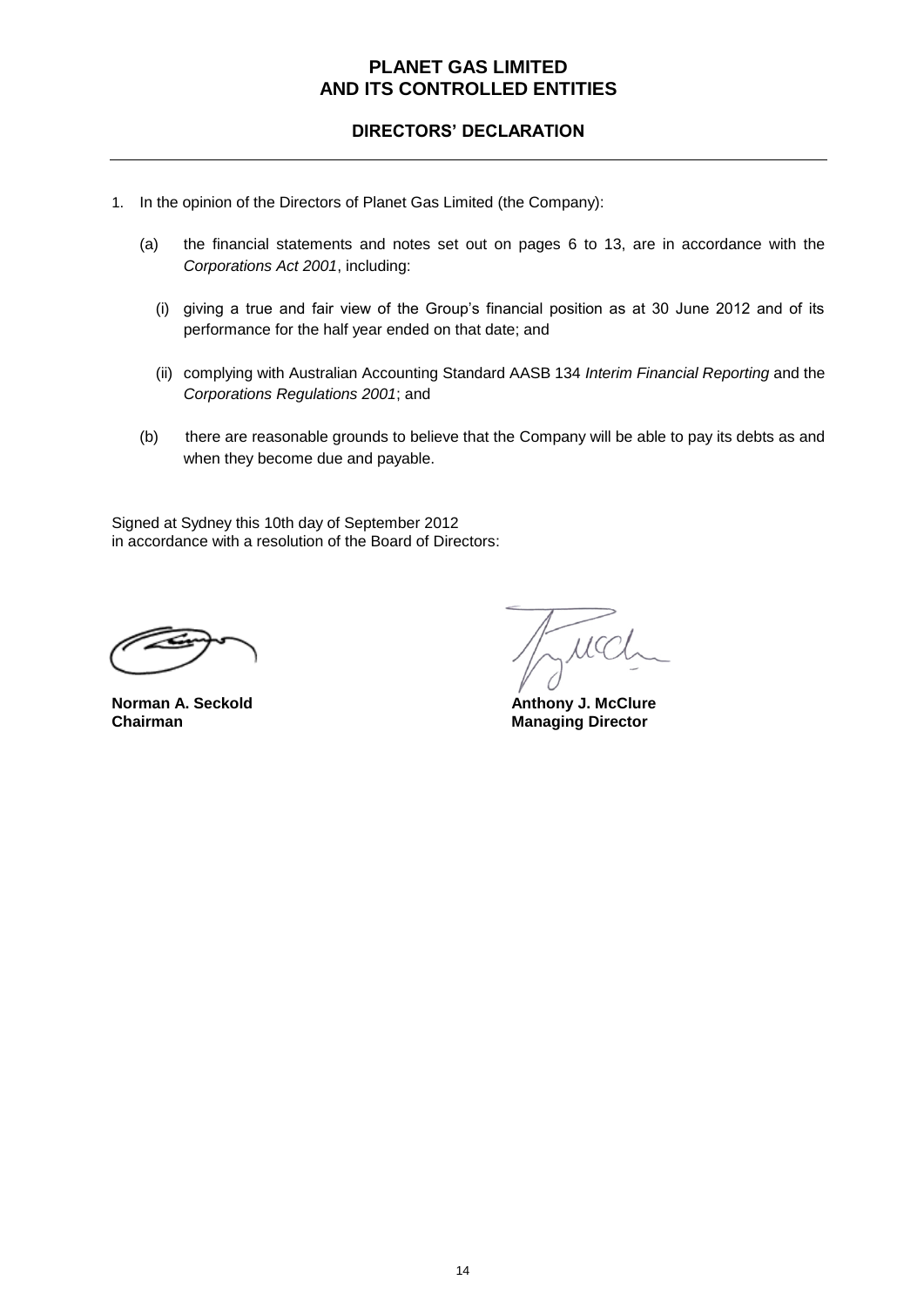# PLANET GAS LIMITED
# AND ITS CONTROLLED ENTITIES

## DIRECTORS' DECLARATION

1. In the opinion of the Directors of Planet Gas Limited (the Company):

   (a) the financial statements and notes set out on pages 6 to 13, are in accordance with the *Corporations Act 2001*, including:

      (i) giving a true and fair view of the Group's financial position as at 30 June 2012 and of its performance for the half year ended on that date; and

      (ii) complying with Australian Accounting Standard AASB 134 *Interim Financial Reporting* and the *Corporations Regulations 2001*; and

   (b) there are reasonable grounds to believe that the Company will be able to pay its debts as and when they become due and payable.

Signed at Sydney this 10th day of September 2012
in accordance with a resolution of the Board of Directors:

**Norman A. Seckold**
**Chairman**

**Anthony J. McClure**
**Managing Director**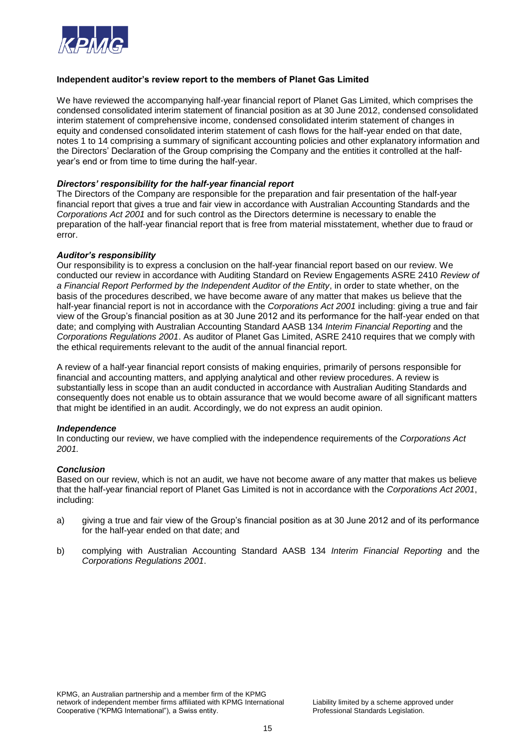**Independent auditor's review report to the members of Planet Gas Limited**

We have reviewed the accompanying half-year financial report of Planet Gas Limited, which comprises the condensed consolidated interim statement of financial position as at 30 June 2012, condensed consolidated interim statement of comprehensive income, condensed consolidated interim statement of changes in equity and condensed consolidated interim statement of cash flows for the half-year ended on that date, notes 1 to 14 comprising a summary of significant accounting policies and other explanatory information and the Directors' Declaration of the Group comprising the Company and the entities it controlled at the half-year's end or from time to time during the half-year.

***Directors' responsibility for the half-year financial report***

The Directors of the Company are responsible for the preparation and fair presentation of the half-year financial report that gives a true and fair view in accordance with Australian Accounting Standards and the *Corporations Act 2001* and for such control as the Directors determine is necessary to enable the preparation of the half-year financial report that is free from material misstatement, whether due to fraud or error.

***Auditor's responsibility***

Our responsibility is to express a conclusion on the half-year financial report based on our review. We conducted our review in accordance with Auditing Standard on Review Engagements ASRE 2410 *Review of a Financial Report Performed by the Independent Auditor of the Entity*, in order to state whether, on the basis of the procedures described, we have become aware of any matter that makes us believe that the half-year financial report is not in accordance with the *Corporations Act 2001* including: giving a true and fair view of the Group's financial position as at 30 June 2012 and its performance for the half-year ended on that date; and complying with Australian Accounting Standard AASB 134 *Interim Financial Reporting* and the *Corporations Regulations 2001*. As auditor of Planet Gas Limited, ASRE 2410 requires that we comply with the ethical requirements relevant to the audit of the annual financial report.

A review of a half-year financial report consists of making enquiries, primarily of persons responsible for financial and accounting matters, and applying analytical and other review procedures. A review is substantially less in scope than an audit conducted in accordance with Australian Auditing Standards and consequently does not enable us to obtain assurance that we would become aware of all significant matters that might be identified in an audit. Accordingly, we do not express an audit opinion.

***Independence***

In conducting our review, we have complied with the independence requirements of the *Corporations Act 2001.*

***Conclusion***

Based on our review, which is not an audit, we have not become aware of any matter that makes us believe that the half-year financial report of Planet Gas Limited is not in accordance with the *Corporations Act 2001*, including:

a) giving a true and fair view of the Group's financial position as at 30 June 2012 and of its performance for the half-year ended on that date; and

b) complying with Australian Accounting Standard AASB 134 *Interim Financial Reporting* and the *Corporations Regulations 2001*.

KPMG, an Australian partnership and a member firm of the KPMG network of independent member firms affiliated with KPMG International Cooperative ("KPMG International"), a Swiss entity.

Liability limited by a scheme approved under Professional Standards Legislation.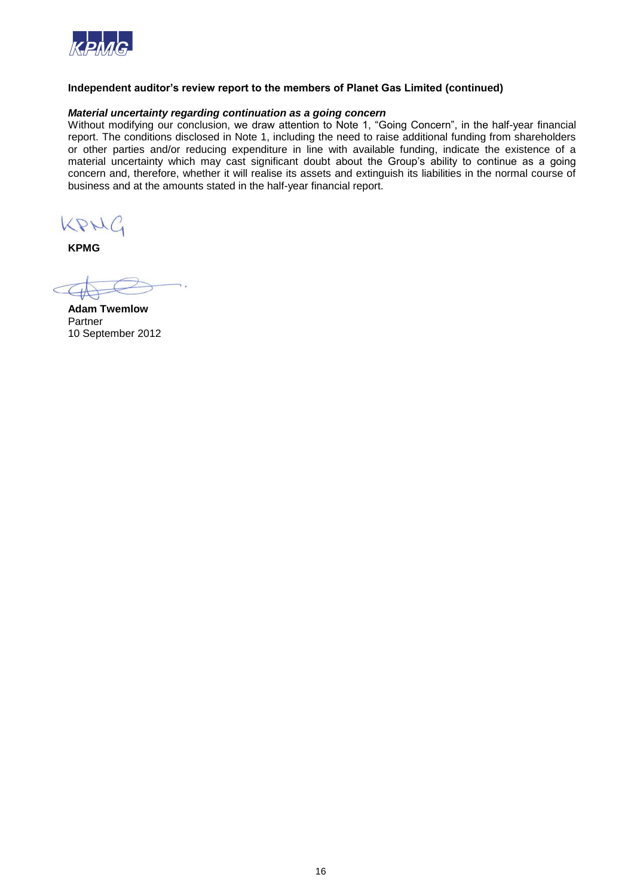**Independent auditor's review report to the members of Planet Gas Limited (continued)**

***Material uncertainty regarding continuation as a going concern***

Without modifying our conclusion, we draw attention to Note 1, "Going Concern", in the half-year financial report. The conditions disclosed in Note 1, including the need to raise additional funding from shareholders or other parties and/or reducing expenditure in line with available funding, indicate the existence of a material uncertainty which may cast significant doubt about the Group's ability to continue as a going concern and, therefore, whether it will realise its assets and extinguish its liabilities in the normal course of business and at the amounts stated in the half-year financial report.

KPMG

**KPMG**

**Adam Twemlow**
Partner
10 September 2012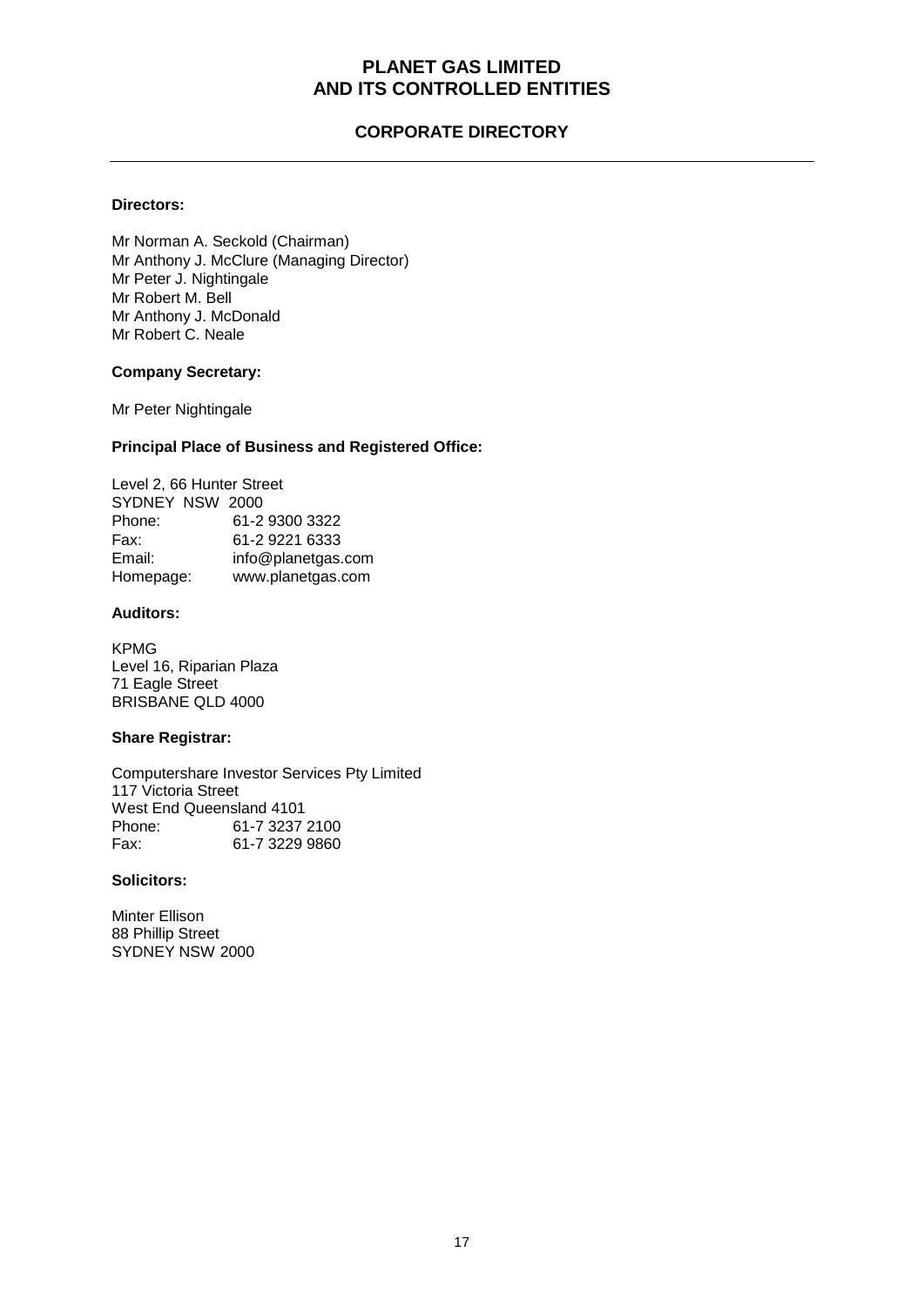# PLANET GAS LIMITED
# AND ITS CONTROLLED ENTITIES

## CORPORATE DIRECTORY

---

**Directors:**

Mr Norman A. Seckold (Chairman)
Mr Anthony J. McClure (Managing Director)
Mr Peter J. Nightingale
Mr Robert M. Bell
Mr Anthony J. McDonald
Mr Robert C. Neale

**Company Secretary:**

Mr Peter Nightingale

**Principal Place of Business and Registered Office:**

Level 2, 66 Hunter Street
SYDNEY NSW 2000

| | |
|---|---|
| Phone: | 61-2 9300 3322 |
| Fax: | 61-2 9221 6333 |
| Email: | info@planetgas.com |
| Homepage: | www.planetgas.com |

**Auditors:**

KPMG
Level 16, Riparian Plaza
71 Eagle Street
BRISBANE QLD 4000

**Share Registrar:**

Computershare Investor Services Pty Limited
117 Victoria Street
West End Queensland 4101

| | |
|---|---|
| Phone: | 61-7 3237 2100 |
| Fax: | 61-7 3229 9860 |

**Solicitors:**

Minter Ellison
88 Phillip Street
SYDNEY NSW 2000